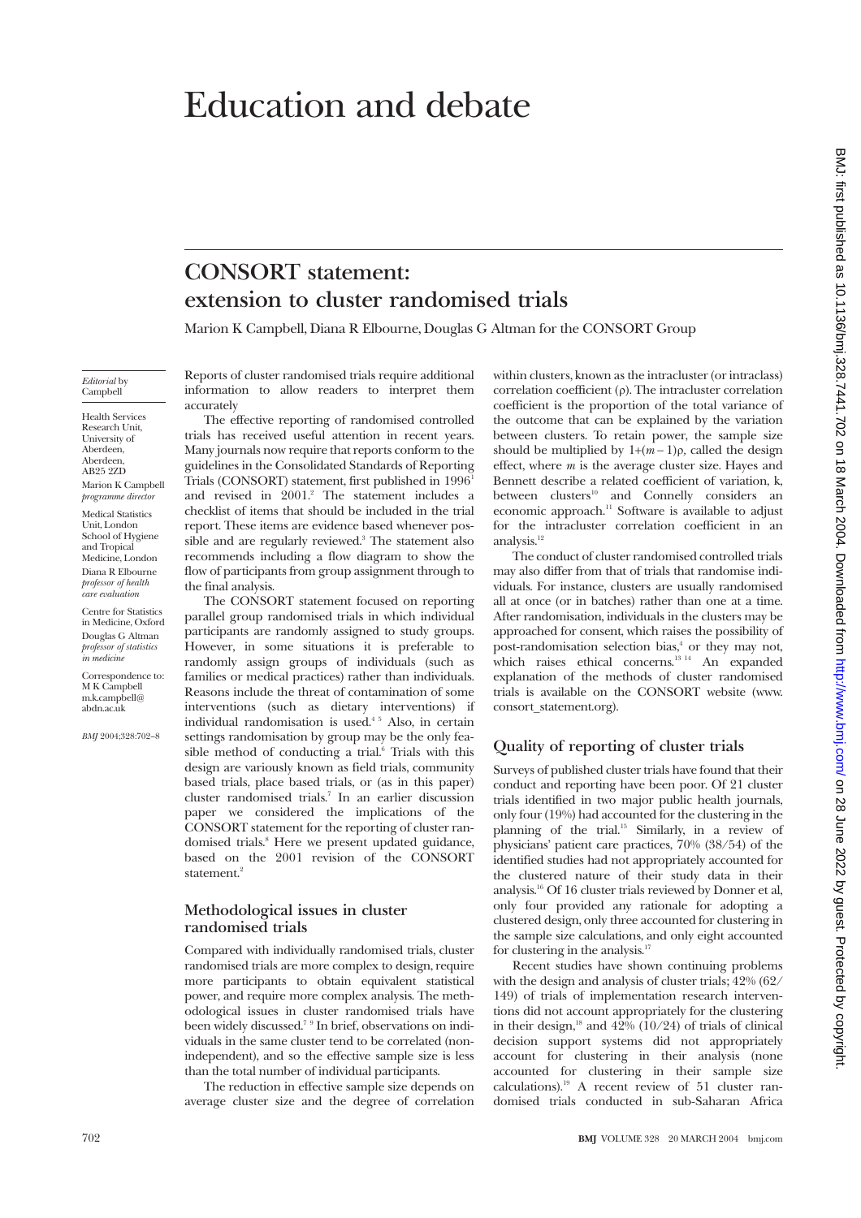# Education and debate

## CONSORT statement: extension to cluster randomised trials

Marion K Campbell, Diana R Elbourne, Douglas G Altman for the CONSORT Group

*Editorial* by Campbell

Health Services Research Unit, University of Aberdeen, Aberdeen, AB25 2ZD
Marion K Campbell
*programme director*

Medical Statistics Unit, London School of Hygiene and Tropical Medicine, London
Diana R Elbourne
*professor of health care evaluation*

Centre for Statistics in Medicine, Oxford
Douglas G Altman
*professor of statistics in medicine*

Correspondence to: M K Campbell m.k.campbell@abdn.ac.uk

*BMJ* 2004;328:702–8

Reports of cluster randomised trials require additional information to allow readers to interpret them accurately

The effective reporting of randomised controlled trials has received useful attention in recent years. Many journals now require that reports conform to the guidelines in the Consolidated Standards of Reporting Trials (CONSORT) statement, first published in 1996[1] and revised in 2001.[2] The statement includes a checklist of items that should be included in the trial report. These items are evidence based whenever possible and are regularly reviewed.[3] The statement also recommends including a flow diagram to show the flow of participants from group assignment through to the final analysis.

The CONSORT statement focused on reporting parallel group randomised trials in which individual participants are randomly assigned to study groups. However, in some situations it is preferable to randomly assign groups of individuals (such as families or medical practices) rather than individuals. Reasons include the threat of contamination of some interventions (such as dietary interventions) if individual randomisation is used.[4 5] Also, in certain settings randomisation by group may be the only feasible method of conducting a trial.[6] Trials with this design are variously known as field trials, community based trials, place based trials, or (as in this paper) cluster randomised trials.[7] In an earlier discussion paper we considered the implications of the CONSORT statement for the reporting of cluster randomised trials.[8] Here we present updated guidance, based on the 2001 revision of the CONSORT statement.[2]

### Methodological issues in cluster randomised trials

Compared with individually randomised trials, cluster randomised trials are more complex to design, require more participants to obtain equivalent statistical power, and require more complex analysis. The methodological issues in cluster randomised trials have been widely discussed.[7 9] In brief, observations on individuals in the same cluster tend to be correlated (non-independent), and so the effective sample size is less than the total number of individual participants.

The reduction in effective sample size depends on average cluster size and the degree of correlation within clusters, known as the intracluster (or intraclass) correlation coefficient ($\rho$). The intracluster correlation coefficient is the proportion of the total variance of the outcome that can be explained by the variation between clusters. To retain power, the sample size should be multiplied by $1+(m-1)\rho$, called the design effect, where $m$ is the average cluster size. Hayes and Bennett describe a related coefficient of variation, k, between clusters[10] and Connelly considers an economic approach.[11] Software is available to adjust for the intracluster correlation coefficient in an analysis.[12]

The conduct of cluster randomised controlled trials may also differ from that of trials that randomise individuals. For instance, clusters are usually randomised all at once (or in batches) rather than one at a time. After randomisation, individuals in the clusters may be approached for consent, which raises the possibility of post-randomisation selection bias,[4] or they may not, which raises ethical concerns.[13 14] An expanded explanation of the methods of cluster randomised trials is available on the CONSORT website (www.consort_statement.org).

### Quality of reporting of cluster trials

Surveys of published cluster trials have found that their conduct and reporting have been poor. Of 21 cluster trials identified in two major public health journals, only four (19%) had accounted for the clustering in the planning of the trial.[15] Similarly, in a review of physicians' patient care practices, 70% (38/54) of the identified studies had not appropriately accounted for the clustered nature of their study data in their analysis.[16] Of 16 cluster trials reviewed by Donner et al, only four provided any rationale for adopting a clustered design, only three accounted for clustering in the sample size calculations, and only eight accounted for clustering in the analysis.[17]

Recent studies have shown continuing problems with the design and analysis of cluster trials; 42% (62/149) of trials of implementation research interventions did not account appropriately for the clustering in their design,[18] and 42% (10/24) of trials of clinical decision support systems did not appropriately account for clustering in their analysis (none accounted for clustering in their sample size calculations).[19] A recent review of 51 cluster randomised trials conducted in sub-Saharan Africa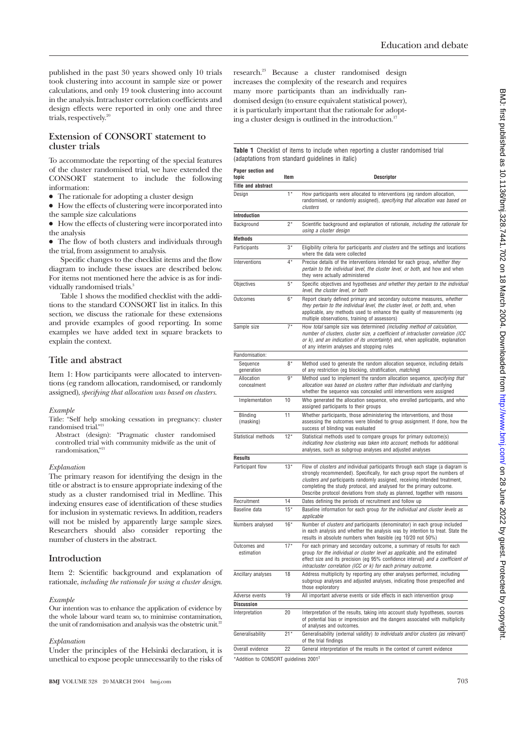published in the past 30 years showed only 10 trials took clustering into account in sample size or power calculations, and only 19 took clustering into account in the analysis. Intracluster correlation coefficients and design effects were reported in only one and three trials, respectively.[20]

## Extension of CONSORT statement to cluster trials

To accommodate the reporting of the special features of the cluster randomised trial, we have extended the CONSORT statement to include the following information:

- The rationale for adopting a cluster design
- How the effects of clustering were incorporated into the sample size calculations
- How the effects of clustering were incorporated into the analysis
- The flow of both clusters and individuals through the trial, from assignment to analysis.

Specific changes to the checklist items and the flow diagram to include these issues are described below. For items not mentioned here the advice is as for individually randomised trials.[3]

Table 1 shows the modified checklist with the additions to the standard CONSORT list in italics. In this section, we discuss the rationale for these extensions and provide examples of good reporting. In some examples we have added text in square brackets to explain the context.

## Title and abstract

Item 1: How participants were allocated to interventions (eg random allocation, randomised, or randomly assigned), *specifying that allocation was based on clusters.*

*Example*

Title: "Self help smoking cessation in pregnancy: cluster randomised trial."[21]

Abstract (design): "Pragmatic cluster randomised controlled trial with community midwife as the unit of randomisation."[21]

*Explanation*

The primary reason for identifying the design in the title or abstract is to ensure appropriate indexing of the study as a cluster randomised trial in Medline. This indexing ensures ease of identification of these studies for inclusion in systematic reviews. In addition, readers will not be misled by apparently large sample sizes. Researchers should also consider reporting the number of clusters in the abstract.

## Introduction

Item 2: Scientific background and explanation of rationale, *including the rationale for using a cluster design.*

*Example*

Our intention was to enhance the application of evidence by the whole labour ward team so, to minimise contamination, the unit of randomisation and analysis was the obstetric unit.[22]

*Explanation*

Under the principles of the Helsinki declaration, it is unethical to expose people unnecessarily to the risks of research.[23] Because a cluster randomised design increases the complexity of the research and requires many more participants than an individually randomised design (to ensure equivalent statistical power), it is particularly important that the rationale for adopting a cluster design is outlined in the introduction.[17]

**Table 1** Checklist of items to include when reporting a cluster randomised trial (adaptations from standard guidelines in italic)

| Paper section and topic | Item | Descriptor |
|---|---|---|
| **Title and abstract** | | |
| Design | 1* | How participants were allocated to interventions (eg random allocation, randomised, or randomly assigned), *specifying that allocation was based on clusters* |
| **Introduction** | | |
| Background | 2* | Scientific background and explanation of rationale, *including the rationale for using a cluster design* |
| **Methods** | | |
| Participants | 3* | Eligibility criteria for participants *and clusters* and the settings and locations where the data were collected |
| Interventions | 4* | Precise details of the interventions intended for each group, *whether they pertain to the individual level, the cluster level, or both*, and how and when they were actually administered |
| Objectives | 5* | Specific objectives and hypotheses *and whether they pertain to the individual level, the cluster level, or both* |
| Outcomes | 6* | Report clearly defined primary and secondary outcome measures, *whether they pertain to the individual level, the cluster level, or both*, and, when applicable, any methods used to enhance the quality of measurements (eg multiple observations, training of assessors) |
| Sample size | 7* | How *total* sample size was determined *(including method of calculation, number of clusters, cluster size, a coefficient of intracluster correlation (ICC or k), and an indication of its uncertainty)* and, when applicable, explanation of any interim analyses and stopping rules |
| Randomisation: | | |
| Sequence generation | 8* | Method used to generate the random allocation sequence, including details of any restriction (eg blocking, stratification, *matching*) |
| Allocation concealment | 9* | Method used to implement the random allocation sequence, *specifying that allocation was based on clusters rather than individuals and* clarifying whether the sequence was concealed until interventions were assigned |
| Implementation | 10 | Who generated the allocation sequence, who enrolled participants, and who assigned participants to their groups |
| Blinding (masking) | 11 | Whether participants, those administering the interventions, and those assessing the outcomes were blinded to group assignment. If done, how the success of blinding was evaluated |
| Statistical methods | 12* | Statistical methods used to compare groups for primary outcome(s) *indicating how clustering was taken into account*; methods for additional analyses, such as subgroup analyses and adjusted analyses |
| **Results** | | |
| Participant flow | 13* | Flow of *clusters and* individual participants through each stage (a diagram is strongly recommended). Specifically, for each group report the numbers of *clusters and* participants randomly assigned, receiving intended treatment, completing the study protocol, and analysed for the primary outcome. Describe protocol deviations from study as planned, together with reasons |
| Recruitment | 14 | Dates defining the periods of recruitment and follow up |
| Baseline data | 15* | Baseline information for each group *for the individual and cluster levels as applicable* |
| Numbers analysed | 16* | Number of *clusters and* participants (denominator) in each group included in each analysis and whether the analysis was by intention to treat. State the results in absolute numbers when feasible (eg 10/20 not 50%) |
| Outcomes and estimation | 17* | For each primary and secondary outcome, a summary of results for each group *for the individual or cluster level as applicable*, and the estimated effect size and its precision (eg 95% confidence interval) *and a coefficient of intracluster correlation (ICC or k) for each primary outcome* |
| Ancillary analyses | 18 | Address multiplicity by reporting any other analyses performed, including subgroup analyses and adjusted analyses, indicating those prespecified and those exploratory |
| Adverse events | 19 | All important adverse events or side effects in each intervention group |
| **Discussion** | | |
| Interpretation | 20 | Interpretation of the results, taking into account study hypotheses, sources of potential bias or imprecision and the dangers associated with multiplicity of analyses and outcomes. |
| Generalisability | 21* | Generalisability (external validity) *to individuals and/or clusters (as relevant)* of the trial findings |
| Overall evidence | 22 | General interpretation of the results in the context of current evidence |

*Addition to CONSORT guidelines 2001[3]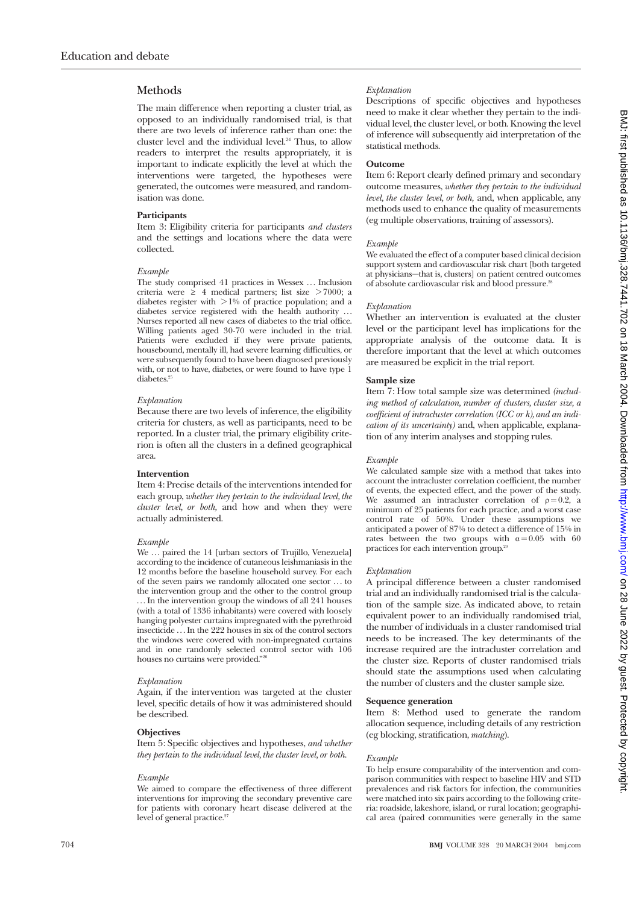## Methods

The main difference when reporting a cluster trial, as opposed to an individually randomised trial, is that there are two levels of inference rather than one: the cluster level and the individual level.[24] Thus, to allow readers to interpret the results appropriately, it is important to indicate explicitly the level at which the interventions were targeted, the hypotheses were generated, the outcomes were measured, and randomisation was done.

### Participants

Item 3: Eligibility criteria for participants *and clusters* and the settings and locations where the data were collected.

*Example*

The study comprised 41 practices in Wessex … Inclusion criteria were ≥ 4 medical partners; list size >7000; a diabetes register with >1% of practice population; and a diabetes service registered with the health authority … Nurses reported all new cases of diabetes to the trial office. Willing patients aged 30-70 were included in the trial. Patients were excluded if they were private patients, housebound, mentally ill, had severe learning difficulties, or were subsequently found to have been diagnosed previously with, or not to have, diabetes, or were found to have type 1 diabetes.[25]

*Explanation*

Because there are two levels of inference, the eligibility criteria for clusters, as well as participants, need to be reported. In a cluster trial, the primary eligibility criterion is often all the clusters in a defined geographical area.

### Intervention

Item 4: Precise details of the interventions intended for each group, *whether they pertain to the individual level, the cluster level, or both,* and how and when they were actually administered.

*Example*

We … paired the 14 [urban sectors of Trujillo, Venezuela] according to the incidence of cutaneous leishmaniasis in the 12 months before the baseline household survey. For each of the seven pairs we randomly allocated one sector … to the intervention group and the other to the control group … In the intervention group the windows of all 241 houses (with a total of 1336 inhabitants) were covered with loosely hanging polyester curtains impregnated with the pyrethroid insecticide … In the 222 houses in six of the control sectors the windows were covered with non-impregnated curtains and in one randomly selected control sector with 106 houses no curtains were provided."[26]

*Explanation*

Again, if the intervention was targeted at the cluster level, specific details of how it was administered should be described.

### Objectives

Item 5: Specific objectives and hypotheses, *and whether they pertain to the individual level, the cluster level, or both.*

*Example*

We aimed to compare the effectiveness of three different interventions for improving the secondary preventive care for patients with coronary heart disease delivered at the level of general practice.[27]

*Explanation*

Descriptions of specific objectives and hypotheses need to make it clear whether they pertain to the individual level, the cluster level, or both. Knowing the level of inference will subsequently aid interpretation of the statistical methods.

### Outcome

Item 6: Report clearly defined primary and secondary outcome measures, *whether they pertain to the individual level, the cluster level, or both,* and, when applicable, any methods used to enhance the quality of measurements (eg multiple observations, training of assessors).

*Example*

We evaluated the effect of a computer based clinical decision support system and cardiovascular risk chart [both targeted at physicians—that is, clusters] on patient centred outcomes of absolute cardiovascular risk and blood pressure.[28]

*Explanation*

Whether an intervention is evaluated at the cluster level or the participant level has implications for the appropriate analysis of the outcome data. It is therefore important that the level at which outcomes are measured be explicit in the trial report.

### Sample size

Item 7: How total sample size was determined *(including method of calculation, number of clusters, cluster size, a coefficient of intracluster correlation (ICC or k), and an indication of its uncertainty)* and, when applicable, explanation of any interim analyses and stopping rules.

*Example*

We calculated sample size with a method that takes into account the intracluster correlation coefficient, the number of events, the expected effect, and the power of the study. We assumed an intracluster correlation of $\rho = 0.2$, a minimum of 25 patients for each practice, and a worst case control rate of 50%. Under these assumptions we anticipated a power of 87% to detect a difference of 15% in rates between the two groups with $\alpha = 0.05$ with 60 practices for each intervention group.[29]

*Explanation*

A principal difference between a cluster randomised trial and an individually randomised trial is the calculation of the sample size. As indicated above, to retain equivalent power to an individually randomised trial, the number of individuals in a cluster randomised trial needs to be increased. The key determinants of the increase required are the intracluster correlation and the cluster size. Reports of cluster randomised trials should state the assumptions used when calculating the number of clusters and the cluster sample size.

### Sequence generation

Item 8: Method used to generate the random allocation sequence, including details of any restriction (eg blocking, stratification, *matching*).

*Example*

To help ensure comparability of the intervention and comparison communities with respect to baseline HIV and STD prevalences and risk factors for infection, the communities were matched into six pairs according to the following criteria: roadside, lakeshore, island, or rural location; geographical area (paired communities were generally in the same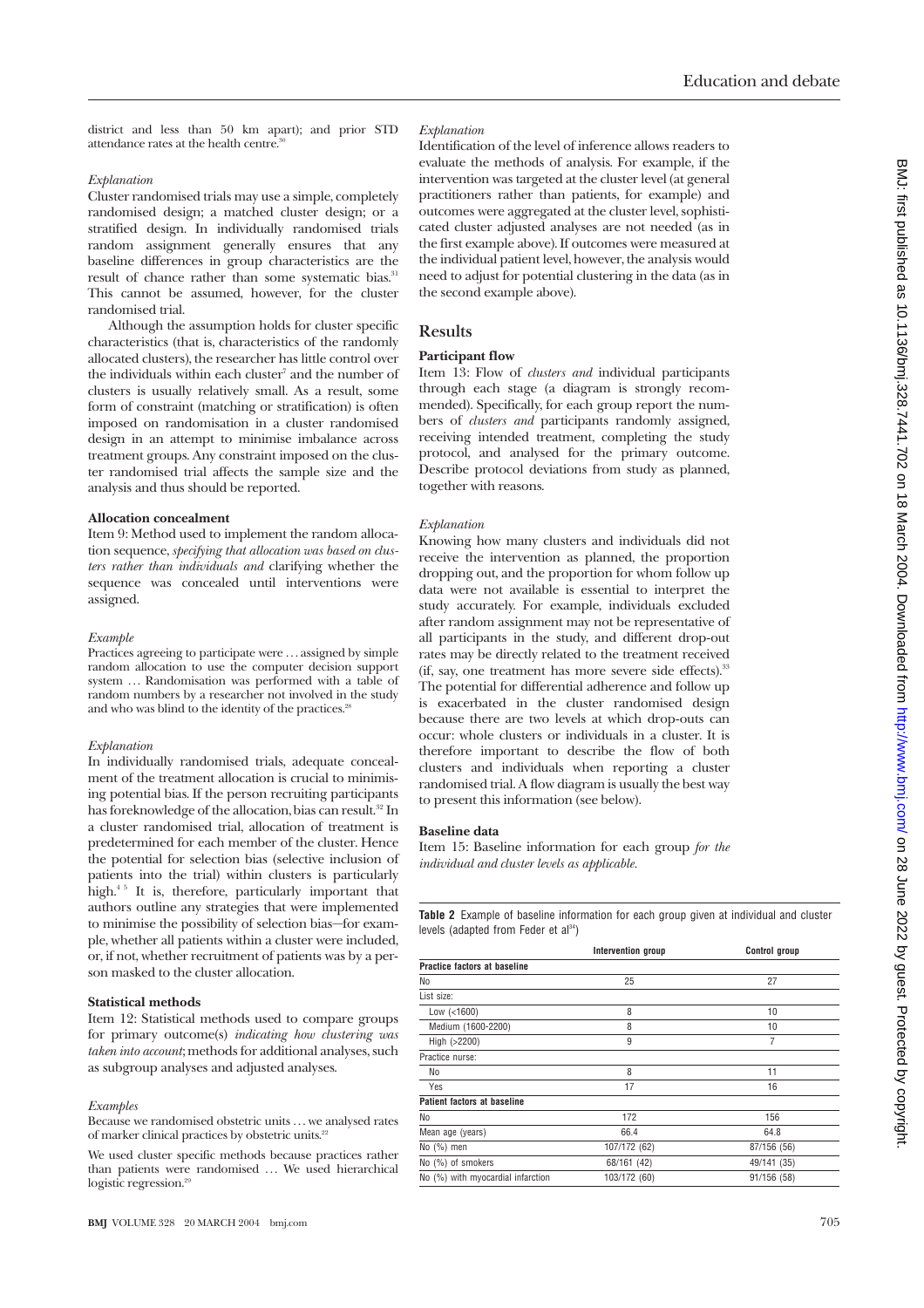district and less than 50 km apart); and prior STD attendance rates at the health centre.[30]

*Explanation*

Cluster randomised trials may use a simple, completely randomised design; a matched cluster design; or a stratified design. In individually randomised trials random assignment generally ensures that any baseline differences in group characteristics are the result of chance rather than some systematic bias.[31] This cannot be assumed, however, for the cluster randomised trial.

Although the assumption holds for cluster specific characteristics (that is, characteristics of the randomly allocated clusters), the researcher has little control over the individuals within each cluster[7] and the number of clusters is usually relatively small. As a result, some form of constraint (matching or stratification) is often imposed on randomisation in a cluster randomised design in an attempt to minimise imbalance across treatment groups. Any constraint imposed on the cluster randomised trial affects the sample size and the analysis and thus should be reported.

**Allocation concealment**

Item 9: Method used to implement the random allocation sequence, *specifying that allocation was based on clusters rather than individuals and* clarifying whether the sequence was concealed until interventions were assigned.

*Example*

Practices agreeing to participate were … assigned by simple random allocation to use the computer decision support system … Randomisation was performed with a table of random numbers by a researcher not involved in the study and who was blind to the identity of the practices.[28]

*Explanation*

In individually randomised trials, adequate concealment of the treatment allocation is crucial to minimising potential bias. If the person recruiting participants has foreknowledge of the allocation, bias can result.[32] In a cluster randomised trial, allocation of treatment is predetermined for each member of the cluster. Hence the potential for selection bias (selective inclusion of patients into the trial) within clusters is particularly high.[4 5] It is, therefore, particularly important that authors outline any strategies that were implemented to minimise the possibility of selection bias—for example, whether all patients within a cluster were included, or, if not, whether recruitment of patients was by a person masked to the cluster allocation.

**Statistical methods**

Item 12: Statistical methods used to compare groups for primary outcome(s) *indicating how clustering was taken into account*; methods for additional analyses, such as subgroup analyses and adjusted analyses.

*Examples*

Because we randomised obstetric units … we analysed rates of marker clinical practices by obstetric units.[22]

We used cluster specific methods because practices rather than patients were randomised … We used hierarchical logistic regression.[29]

*Explanation*

Identification of the level of inference allows readers to evaluate the methods of analysis. For example, if the intervention was targeted at the cluster level (at general practitioners rather than patients, for example) and outcomes were aggregated at the cluster level, sophisticated cluster adjusted analyses are not needed (as in the first example above). If outcomes were measured at the individual patient level, however, the analysis would need to adjust for potential clustering in the data (as in the second example above).

## Results

**Participant flow**

Item 13: Flow of *clusters and* individual participants through each stage (a diagram is strongly recommended). Specifically, for each group report the numbers of *clusters and* participants randomly assigned, receiving intended treatment, completing the study protocol, and analysed for the primary outcome. Describe protocol deviations from study as planned, together with reasons.

*Explanation*

Knowing how many clusters and individuals did not receive the intervention as planned, the proportion dropping out, and the proportion for whom follow up data were not available is essential to interpret the study accurately. For example, individuals excluded after random assignment may not be representative of all participants in the study, and different drop-out rates may be directly related to the treatment received (if, say, one treatment has more severe side effects).[33] The potential for differential adherence and follow up is exacerbated in the cluster randomised design because there are two levels at which drop-outs can occur: whole clusters or individuals in a cluster. It is therefore important to describe the flow of both clusters and individuals when reporting a cluster randomised trial. A flow diagram is usually the best way to present this information (see below).

**Baseline data**

Item 15: Baseline information for each group *for the individual and cluster levels as applicable.*

**Table 2** Example of baseline information for each group given at individual and cluster levels (adapted from Feder et al[34])

| | Intervention group | Control group |
|---|---|---|
| **Practice factors at baseline** | | |
| No | 25 | 27 |
| List size: | | |
| Low (<1600) | 8 | 10 |
| Medium (1600-2200) | 8 | 10 |
| High (>2200) | 9 | 7 |
| Practice nurse: | | |
| No | 8 | 11 |
| Yes | 17 | 16 |
| **Patient factors at baseline** | | |
| No | 172 | 156 |
| Mean age (years) | 66.4 | 64.8 |
| No (%) men | 107/172 (62) | 87/156 (56) |
| No (%) of smokers | 68/161 (42) | 49/141 (35) |
| No (%) with myocardial infarction | 103/172 (60) | 91/156 (58) |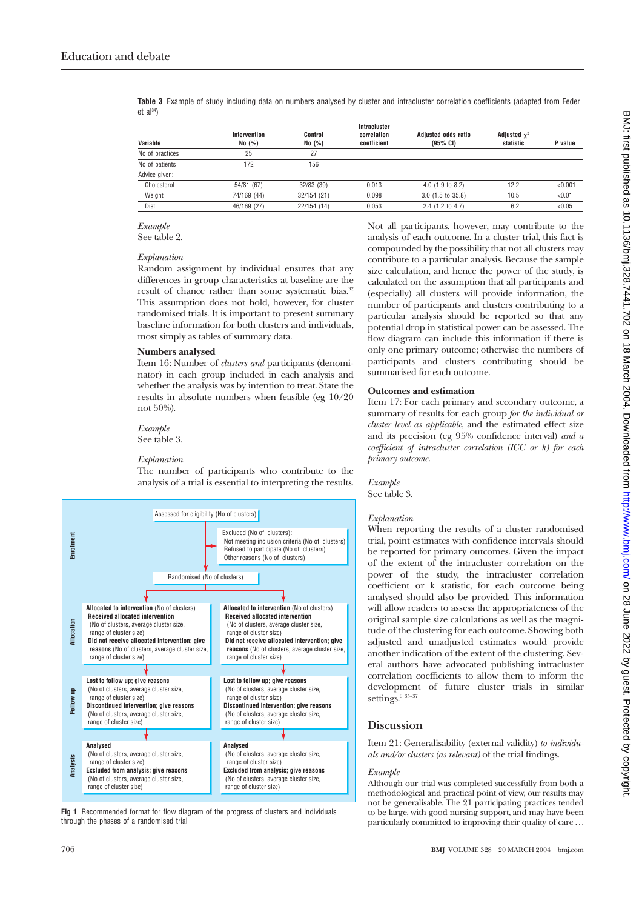**Table 3** Example of study including data on numbers analysed by cluster and intracluster correlation coefficients (adapted from Feder et al[34])

| Variable | Intervention No (%) | Control No (%) | Intracluster correlation coefficient | Adjusted odds ratio (95% CI) | Adjusted $\chi^2$ statistic | P value |
|---|---|---|---|---|---|---|
| No of practices | 25 | 27 | | | | |
| No of patients | 172 | 156 | | | | |
| Advice given: | | | | | | |
| Cholesterol | 54/81 (67) | 32/83 (39) | 0.013 | 4.0 (1.9 to 8.2) | 12.2 | <0.001 |
| Weight | 74/169 (44) | 32/154 (21) | 0.098 | 3.0 (1.5 to 35.8) | 10.5 | <0.01 |
| Diet | 46/169 (27) | 22/154 (14) | 0.053 | 2.4 (1.2 to 4.7) | 6.2 | <0.05 |

*Example*

See table 2.

*Explanation*

Random assignment by individual ensures that any differences in group characteristics at baseline are the result of chance rather than some systematic bias.[32] This assumption does not hold, however, for cluster randomised trials. It is important to present summary baseline information for both clusters and individuals, most simply as tables of summary data.

### Numbers analysed

Item 16: Number of *clusters and* participants (denominator) in each group included in each analysis and whether the analysis was by intention to treat. State the results in absolute numbers when feasible (eg 10/20 not 50%).

*Example*

See table 3.

*Explanation*

The number of participants who contribute to the analysis of a trial is essential to interpreting the results.

**Enrolment**

Assessed for eligibility (No of clusters)

Excluded (No of clusters):
Not meeting inclusion criteria (No of clusters)
Refused to participate (No of clusters)
Other reasons (No of clusters)

Randomised (No of clusters)

**Allocation**

**Allocated to intervention** (No of clusters)
**Received allocated intervention**
(No of clusters, average cluster size, range of cluster size)
**Did not receive allocated intervention; give reasons** (No of clusters, average cluster size, range of cluster size)

**Allocated to intervention** (No of clusters)
**Received allocated intervention**
(No of clusters, average cluster size, range of cluster size)
**Did not receive allocated intervention; give reasons** (No of clusters, average cluster size, range of cluster size)

**Follow up**

**Lost to follow up; give reasons**
(No of clusters, average cluster size, range of cluster size)
**Discontinued intervention; give reasons**
(No of clusters, average cluster size, range of cluster size)

**Lost to follow up; give reasons**
(No of clusters, average cluster size, range of cluster size)
**Discontinued intervention; give reasons**
(No of clusters, average cluster size, range of cluster size)

**Analysis**

**Analysed**
(No of clusters, average cluster size, range of cluster size)
**Excluded from analysis; give reasons**
(No of clusters, average cluster size, range of cluster size)

**Analysed**
(No of clusters, average cluster size, range of cluster size)
**Excluded from analysis; give reasons**
(No of clusters, average cluster size, range of cluster size)

**Fig 1** Recommended format for flow diagram of the progress of clusters and individuals through the phases of a randomised trial

Not all participants, however, may contribute to the analysis of each outcome. In a cluster trial, this fact is compounded by the possibility that not all clusters may contribute to a particular analysis. Because the sample size calculation, and hence the power of the study, is calculated on the assumption that all participants and (especially) all clusters will provide information, the number of participants and clusters contributing to a particular analysis should be reported so that any potential drop in statistical power can be assessed. The flow diagram can include this information if there is only one primary outcome; otherwise the numbers of participants and clusters contributing should be summarised for each outcome.

### Outcomes and estimation

Item 17: For each primary and secondary outcome, a summary of results for each group *for the individual or cluster level as applicable*, and the estimated effect size and its precision (eg 95% confidence interval) *and a coefficient of intracluster correlation (ICC or k) for each primary outcome.*

*Example*

See table 3.

*Explanation*

When reporting the results of a cluster randomised trial, point estimates with confidence intervals should be reported for primary outcomes. Given the impact of the extent of the intracluster correlation on the power of the study, the intracluster correlation coefficient or k statistic, for each outcome being analysed should also be provided. This information will allow readers to assess the appropriateness of the original sample size calculations as well as the magnitude of the clustering for each outcome. Showing both adjusted and unadjusted estimates would provide another indication of the extent of the clustering. Several authors have advocated publishing intracluster correlation coefficients to allow them to inform the development of future cluster trials in similar settings.[9 35-37]

## Discussion

Item 21: Generalisability (external validity) *to individuals and/or clusters (as relevant)* of the trial findings.

*Example*

Although our trial was completed successfully from both a methodological and practical point of view, our results may not be generalisable. The 21 participating practices tended to be large, with good nursing support, and may have been particularly committed to improving their quality of care …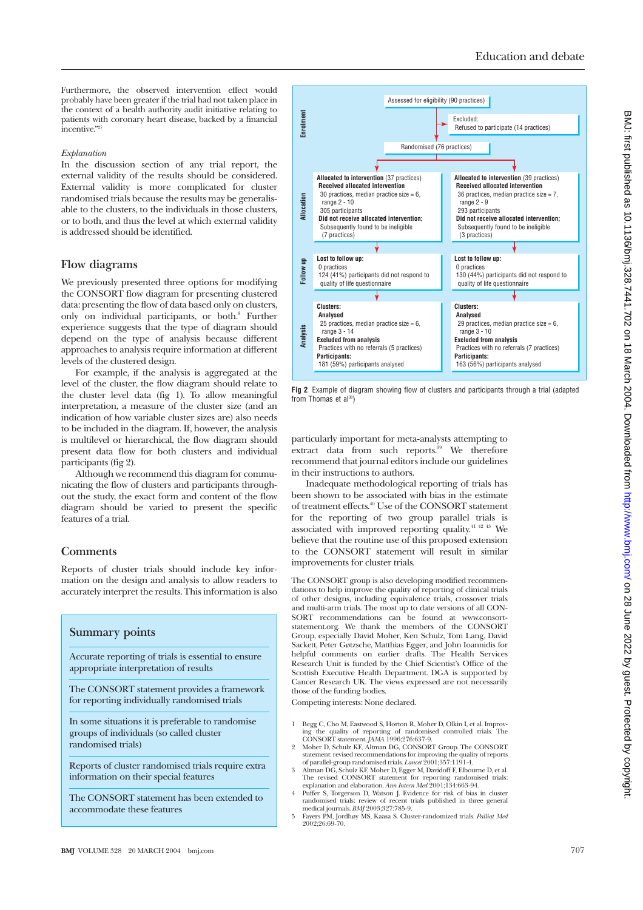Furthermore, the observed intervention effect would probably have been greater if the trial had not taken place in the context of a health authority audit initiative relating to patients with coronary heart disease, backed by a financial incentive."[27]

*Explanation*

In the discussion section of any trial report, the external validity of the results should be considered. External validity is more complicated for cluster randomised trials because the results may be generalisable to the clusters, to the individuals in those clusters, or to both, and thus the level at which external validity is addressed should be identified.

## Flow diagrams

We previously presented three options for modifying the CONSORT flow diagram for presenting clustered data: presenting the flow of data based only on clusters, only on individual participants, or both.[8] Further experience suggests that the type of diagram should depend on the type of analysis because different approaches to analysis require information at different levels of the clustered design.

For example, if the analysis is aggregated at the level of the cluster, the flow diagram should relate to the cluster level data (fig 1). To allow meaningful interpretation, a measure of the cluster size (and an indication of how variable cluster sizes are) also needs to be included in the diagram. If, however, the analysis is multilevel or hierarchical, the flow diagram should present data flow for both clusters and individual participants (fig 2).

Although we recommend this diagram for communicating the flow of clusters and participants throughout the study, the exact form and content of the flow diagram should be varied to present the specific features of a trial.

**Enrolment**

Assessed for eligibility (90 practices)

Excluded:
Refused to participate (14 practices)

Randomised (76 practices)

**Allocation**

| Allocated to intervention (37 practices) | Allocated to intervention (39 practices) |
|---|---|
| **Received allocated intervention** 30 practices, median practice size = 6, range 2 - 10; 305 participants | **Received allocated intervention** 36 practices, median practice size = 7, range 2 - 9; 293 participants |
| **Did not receive allocated intervention;** Subsequently found to be ineligible (7 practices) | **Did not receive allocated intervention;** Subsequently found to be ineligible (3 practices) |

**Follow up**

| Lost to follow up: | Lost to follow up: |
|---|---|
| 0 practices | 0 practices |
| 124 (41%) participants did not respond to quality of life questionnaire | 130 (44%) participants did not respond to quality of life questionnaire |

**Analysis**

| Clusters: | Clusters: |
|---|---|
| **Analysed** 25 practices, median practice size = 6, range 3 - 14 | **Analysed** 29 practices, median practice size = 6, range 3 - 10 |
| **Excluded from analysis** Practices with no referrals (5 practices) | **Excluded from analysis** Practices with no referrals (7 practices) |
| **Participants:** 181 (59%) participants analysed | **Participants:** 163 (56%) participants analysed |

**Fig 2** Example of diagram showing flow of clusters and participants through a trial (adapted from Thomas et al[38])

## Comments

Reports of cluster trials should include key information on the design and analysis to allow readers to accurately interpret the results. This information is also particularly important for meta-analysts attempting to extract data from such reports.[39] We therefore recommend that journal editors include our guidelines in their instructions to authors.

Inadequate methodological reporting of trials has been shown to be associated with bias in the estimate of treatment effects.[40] Use of the CONSORT statement for the reporting of two group parallel trials is associated with improved reporting quality.[41 42 43] We believe that the routine use of this proposed extension to the CONSORT statement will result in similar improvements for cluster trials.

> **Summary points**
>
> Accurate reporting of trials is essential to ensure appropriate interpretation of results
>
> The CONSORT statement provides a framework for reporting individually randomised trials
>
> In some situations it is preferable to randomise groups of individuals (so called cluster randomised trials)
>
> Reports of cluster randomised trials require extra information on their special features
>
> The CONSORT statement has been extended to accommodate these features

The CONSORT group is also developing modified recommendations to help improve the quality of reporting of clinical trials of other designs, including equivalence trials, crossover trials and multi-arm trials. The most up to date versions of all CONSORT recommendations can be found at www.consort-statement.org. We thank the members of the CONSORT Group, especially David Moher, Ken Schulz, Tom Lang, David Sackett, Peter Gøtzsche, Matthias Egger, and John Ioannidis for helpful comments on earlier drafts. The Health Services Research Unit is funded by the Chief Scientist's Office of the Scottish Executive Health Department. DGA is supported by Cancer Research UK. The views expressed are not necessarily those of the funding bodies.

Competing interests: None declared.

1. Begg C, Cho M, Eastwood S, Horton R, Moher D, Olkin I, et al. Improving the quality of reporting of randomised controlled trials. The CONSORT statement. *JAMA* 1996;276:637-9.
2. Moher D, Schulz KF, Altman DG, CONSORT Group. The CONSORT statement: revised recommendations for improving the quality of reports of parallel-group randomised trials. *Lancet* 2001;357:1191-4.
3. Altman DG, Schulz KF, Moher D, Egger M, Davidoff F, Elbourne D, et al. The revised CONSORT statement for reporting randomised trials: explanation and elaboration. *Ann Intern Med* 2001;134:663-94.
4. Puffer S, Torgerson D, Watson J. Evidence for risk of bias in cluster randomised trials: review of recent trials published in three general medical journals. *BMJ* 2003;327:785-9.
5. Fayers PM, Jordhøy MS, Kaasa S. Cluster-randomized trials. *Palliat Med* 2002;26:69-70.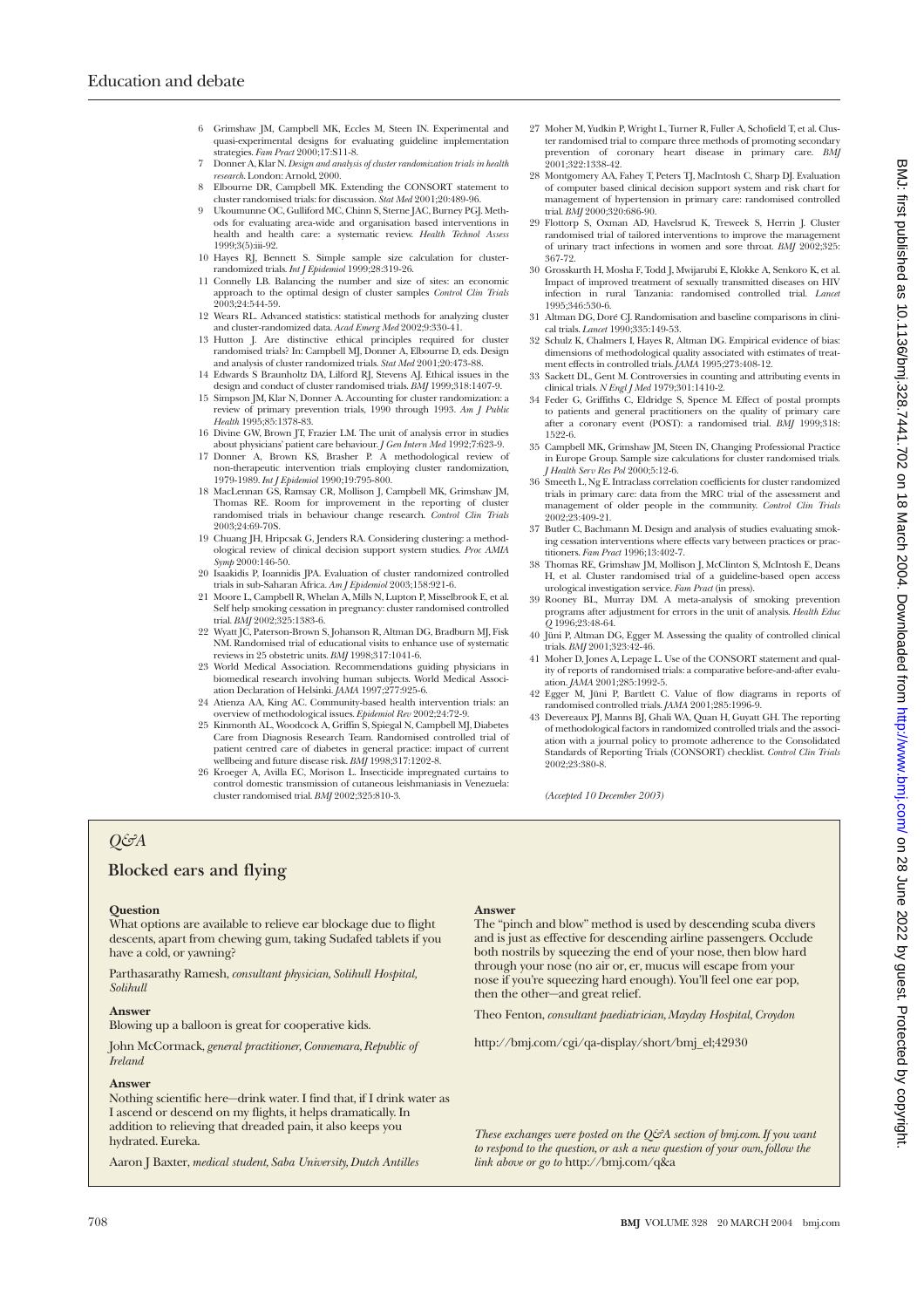6 Grimshaw JM, Campbell MK, Eccles M, Steen IN. Experimental and quasi-experimental designs for evaluating guideline implementation strategies. *Fam Pract* 2000;17:S11-8.
7 Donner A, Klar N. *Design and analysis of cluster randomization trials in health research*. London: Arnold, 2000.
8 Elbourne DR, Campbell MK. Extending the CONSORT statement to cluster randomised trials: for discussion. *Stat Med* 2001;20:489-96.
9 Ukoumunne OC, Gulliford MC, Chinn S, Sterne JAC, Burney PGJ. Methods for evaluating area-wide and organisation based interventions in health and health care: a systematic review. *Health Technol Assess* 1999;3(5):iii-92.
10 Hayes RJ, Bennett S. Simple sample size calculation for cluster-randomized trials. *Int J Epidemiol* 1999;28:319-26.
11 Connelly LB. Balancing the number and size of sites: an economic approach to the optimal design of cluster samples *Control Clin Trials* 2003;24:544-59.
12 Wears RL. Advanced statistics: statistical methods for analyzing cluster and cluster-randomized data. *Acad Emerg Med* 2002;9:330-41.
13 Hutton J. Are distinctive ethical principles required for cluster randomised trials? In: Campbell MJ, Donner A, Elbourne D, eds. Design and analysis of cluster randomized trials. *Stat Med* 2001;20:473-88.
14 Edwards S Braunholtz DA, Lilford RJ, Stevens AJ. Ethical issues in the design and conduct of cluster randomised trials. *BMJ* 1999;318:1407-9.
15 Simpson JM, Klar N, Donner A. Accounting for cluster randomization: a review of primary prevention trials, 1990 through 1993. *Am J Public Health* 1995;85:1378-83.
16 Divine GW, Brown JT, Frazier LM. The unit of analysis error in studies about physicians' patient care behaviour. *J Gen Intern Med* 1992;7:623-9.
17 Donner A, Brown KS, Brasher P. A methodological review of non-therapeutic intervention trials employing cluster randomization, 1979-1989. *Int J Epidemiol* 1990;19:795-800.
18 MacLennan GS, Ramsay CR, Mollison J, Campbell MK, Grimshaw JM, Thomas RE. Room for improvement in the reporting of cluster randomised trials in behaviour change research. *Control Clin Trials* 2003;24:69-70S.
19 Chuang JH, Hripcsak G, Jenders RA. Considering clustering: a methodological review of clinical decision support system studies. *Proc AMIA Symp* 2000:146-50.
20 Isaakidis P, Ioannidis JPA. Evaluation of cluster randomized controlled trials in sub-Saharan Africa. *Am J Epidemiol* 2003;158:921-6.
21 Moore L, Campbell R, Whelan A, Mills N, Lupton P, Misselbrook E, et al. Self help smoking cessation in pregnancy: cluster randomised controlled trial. *BMJ* 2002;325:1383-6.
22 Wyatt JC, Paterson-Brown S, Johanson R, Altman DG, Bradburn MJ, Fisk NM. Randomised trial of educational visits to enhance use of systematic reviews in 25 obstetric units. *BMJ* 1998;317:1041-6.
23 World Medical Association. Recommendations guiding physicians in biomedical research involving human subjects. World Medical Association Declaration of Helsinki. *JAMA* 1997;277:925-6.
24 Atienza AA, King AC. Community-based health intervention trials: an overview of methodological issues. *Epidemiol Rev* 2002;24:72-9.
25 Kinmonth AL, Woodcock A, Griffin S, Spiegal N, Campbell MJ, Diabetes Care from Diagnosis Research Team. Randomised controlled trial of patient centred care of diabetes in general practice: impact of current wellbeing and future disease risk. *BMJ* 1998;317:1202-8.
26 Kroeger A, Avilla EC, Morison L. Insecticide impregnated curtains to control domestic transmission of cutaneous leishmaniasis in Venezuela: cluster randomised trial. *BMJ* 2002;325:810-3.
27 Moher M, Yudkin P, Wright L, Turner R, Fuller A, Schofield T, et al. Cluster randomised trial to compare three methods of promoting secondary prevention of coronary heart disease in primary care. *BMJ* 2001;322:1338-42.
28 Montgomery AA, Fahey T, Peters TJ, MacIntosh C, Sharp DJ. Evaluation of computer based clinical decision support system and risk chart for management of hypertension in primary care: randomised controlled trial. *BMJ* 2000;320:686-90.
29 Flottorp S, Oxman AD, Havelsrud K, Treweek S, Herrin J. Cluster randomised trial of tailored interventions to improve the management of urinary tract infections in women and sore throat. *BMJ* 2002;325: 367-72.
30 Grosskurth H, Mosha F, Todd J, Mwijarubi E, Klokke A, Senkoro K, et al. Impact of improved treatment of sexually transmitted diseases on HIV infection in rural Tanzania: randomised controlled trial. *Lancet* 1995;346:530-6.
31 Altman DG, Doré CJ. Randomisation and baseline comparisons in clinical trials. *Lancet* 1990;335:149-53.
32 Schulz K, Chalmers I, Hayes R, Altman DG. Empirical evidence of bias: dimensions of methodological quality associated with estimates of treatment effects in controlled trials. *JAMA* 1995;273:408-12.
33 Sackett DL, Gent M. Controversies in counting and attributing events in clinical trials. *N Engl J Med* 1979;301:1410-2.
34 Feder G, Griffiths C, Eldridge S, Spence M. Effect of postal prompts to patients and general practitioners on the quality of primary care after a coronary event (POST): a randomised trial. *BMJ* 1999;318: 1522-6.
35 Campbell MK, Grimshaw JM, Steen IN, Changing Professional Practice in Europe Group. Sample size calculations for cluster randomised trials. *J Health Serv Res Pol* 2000;5:12-6.
36 Smeeth L, Ng E. Intraclass correlation coefficients for cluster randomized trials in primary care: data from the MRC trial of the assessment and management of older people in the community. *Control Clin Trials* 2002;23:409-21.
37 Butler C, Bachmann M. Design and analysis of studies evaluating smoking cessation interventions where effects vary between practices or practitioners. *Fam Pract* 1996;13:402-7.
38 Thomas RE, Grimshaw JM, Mollison J, McClinton S, McIntosh E, Deans H, et al. Cluster randomised trial of a guideline-based open access urological investigation service. *Fam Pract* (in press).
39 Rooney BL, Murray DM. A meta-analysis of smoking prevention programs after adjustment for errors in the unit of analysis. *Health Educ Q* 1996;23:48-64.
40 Jüni P, Altman DG, Egger M. Assessing the quality of controlled clinical trials. *BMJ* 2001;323:42-46.
41 Moher D, Jones A, Lepage L. Use of the CONSORT statement and quality of reports of randomised trials: a comparative before-and-after evaluation. *JAMA* 2001;285:1992-5.
42 Egger M, Jüni P, Bartlett C. Value of flow diagrams in reports of randomised controlled trials. *JAMA* 2001;285:1996-9.
43 Devereaux PJ, Manns BJ, Ghali WA, Quan H, Guyatt GH. The reporting of methodological factors in randomized controlled trials and the association with a journal policy to promote adherence to the Consolidated Standards of Reporting Trials (CONSORT) checklist. *Control Clin Trials* 2002;23:380-8.

*(Accepted 10 December 2003)*

## *Q&A*

## Blocked ears and flying

**Question**

What options are available to relieve ear blockage due to flight descents, apart from chewing gum, taking Sudafed tablets if you have a cold, or yawning?

Parthasarathy Ramesh, *consultant physician, Solihull Hospital, Solihull*

**Answer**

Blowing up a balloon is great for cooperative kids.

John McCormack, *general practitioner, Connemara, Republic of Ireland*

**Answer**

Nothing scientific here—drink water. I find that, if I drink water as I ascend or descend on my flights, it helps dramatically. In addition to relieving that dreaded pain, it also keeps you hydrated. Eureka.

Aaron J Baxter, *medical student, Saba University, Dutch Antilles*

**Answer**

The "pinch and blow" method is used by descending scuba divers and is just as effective for descending airline passengers. Occlude both nostrils by squeezing the end of your nose, then blow hard through your nose (no air or, er, mucus will escape from your nose if you're squeezing hard enough). You'll feel one ear pop, then the other—and great relief.

Theo Fenton, *consultant paediatrician, Mayday Hospital, Croydon*

http://bmj.com/cgi/qa-display/short/bmj_el;42930

*These exchanges were posted on the Q&A section of bmj.com. If you want to respond to the question, or ask a new question of your own, follow the link above or go to* http://bmj.com/q&a